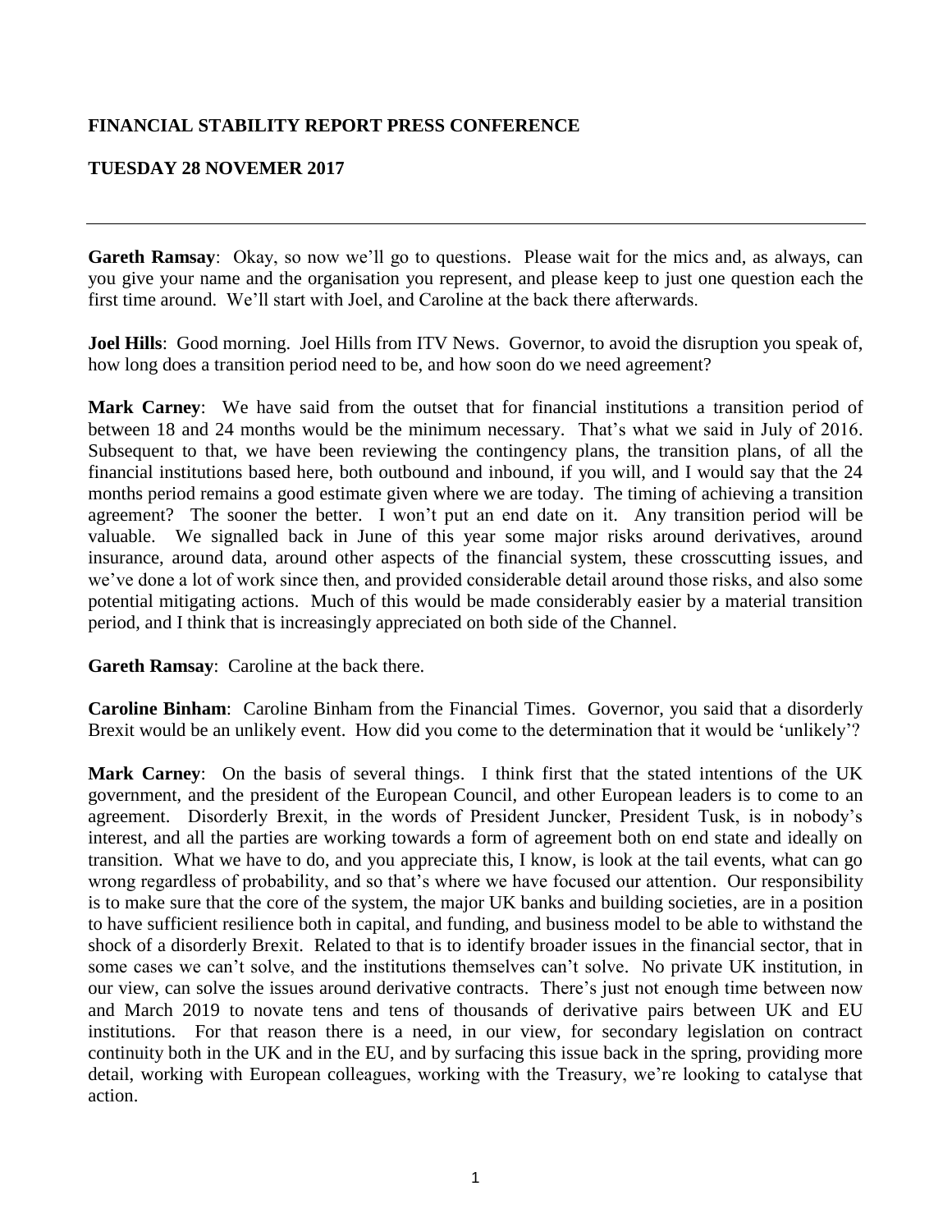**FINANCIAL STABILITY REPORT PRESS CONFERENCE**

**TUESDAY 28 NOVEMER 2017**

---

**Gareth Ramsay**: Okay, so now we'll go to questions. Please wait for the mics and, as always, can you give your name and the organisation you represent, and please keep to just one question each the first time around. We'll start with Joel, and Caroline at the back there afterwards.

**Joel Hills**: Good morning. Joel Hills from ITV News. Governor, to avoid the disruption you speak of, how long does a transition period need to be, and how soon do we need agreement?

**Mark Carney**: We have said from the outset that for financial institutions a transition period of between 18 and 24 months would be the minimum necessary. That's what we said in July of 2016. Subsequent to that, we have been reviewing the contingency plans, the transition plans, of all the financial institutions based here, both outbound and inbound, if you will, and I would say that the 24 months period remains a good estimate given where we are today. The timing of achieving a transition agreement? The sooner the better. I won't put an end date on it. Any transition period will be valuable. We signalled back in June of this year some major risks around derivatives, around insurance, around data, around other aspects of the financial system, these crosscutting issues, and we've done a lot of work since then, and provided considerable detail around those risks, and also some potential mitigating actions. Much of this would be made considerably easier by a material transition period, and I think that is increasingly appreciated on both side of the Channel.

**Gareth Ramsay**: Caroline at the back there.

**Caroline Binham**: Caroline Binham from the Financial Times. Governor, you said that a disorderly Brexit would be an unlikely event. How did you come to the determination that it would be 'unlikely'?

**Mark Carney**: On the basis of several things. I think first that the stated intentions of the UK government, and the president of the European Council, and other European leaders is to come to an agreement. Disorderly Brexit, in the words of President Juncker, President Tusk, is in nobody's interest, and all the parties are working towards a form of agreement both on end state and ideally on transition. What we have to do, and you appreciate this, I know, is look at the tail events, what can go wrong regardless of probability, and so that's where we have focused our attention. Our responsibility is to make sure that the core of the system, the major UK banks and building societies, are in a position to have sufficient resilience both in capital, and funding, and business model to be able to withstand the shock of a disorderly Brexit. Related to that is to identify broader issues in the financial sector, that in some cases we can't solve, and the institutions themselves can't solve. No private UK institution, in our view, can solve the issues around derivative contracts. There's just not enough time between now and March 2019 to novate tens and tens of thousands of derivative pairs between UK and EU institutions. For that reason there is a need, in our view, for secondary legislation on contract continuity both in the UK and in the EU, and by surfacing this issue back in the spring, providing more detail, working with European colleagues, working with the Treasury, we're looking to catalyse that action.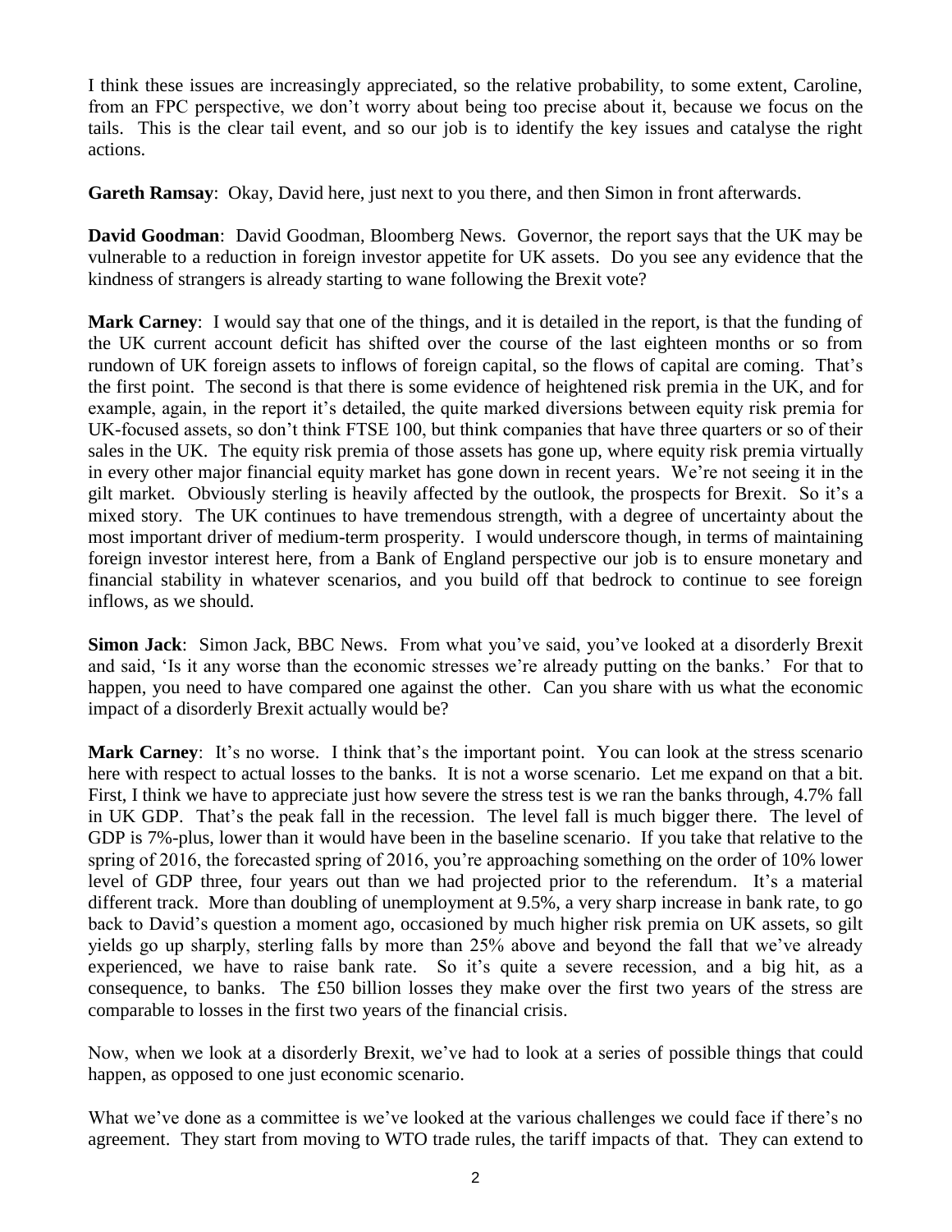I think these issues are increasingly appreciated, so the relative probability, to some extent, Caroline, from an FPC perspective, we don't worry about being too precise about it, because we focus on the tails. This is the clear tail event, and so our job is to identify the key issues and catalyse the right actions.

**Gareth Ramsay**: Okay, David here, just next to you there, and then Simon in front afterwards.

**David Goodman**: David Goodman, Bloomberg News. Governor, the report says that the UK may be vulnerable to a reduction in foreign investor appetite for UK assets. Do you see any evidence that the kindness of strangers is already starting to wane following the Brexit vote?

**Mark Carney**: I would say that one of the things, and it is detailed in the report, is that the funding of the UK current account deficit has shifted over the course of the last eighteen months or so from rundown of UK foreign assets to inflows of foreign capital, so the flows of capital are coming. That's the first point. The second is that there is some evidence of heightened risk premia in the UK, and for example, again, in the report it's detailed, the quite marked diversions between equity risk premia for UK-focused assets, so don't think FTSE 100, but think companies that have three quarters or so of their sales in the UK. The equity risk premia of those assets has gone up, where equity risk premia virtually in every other major financial equity market has gone down in recent years. We're not seeing it in the gilt market. Obviously sterling is heavily affected by the outlook, the prospects for Brexit. So it's a mixed story. The UK continues to have tremendous strength, with a degree of uncertainty about the most important driver of medium-term prosperity. I would underscore though, in terms of maintaining foreign investor interest here, from a Bank of England perspective our job is to ensure monetary and financial stability in whatever scenarios, and you build off that bedrock to continue to see foreign inflows, as we should.

**Simon Jack**: Simon Jack, BBC News. From what you've said, you've looked at a disorderly Brexit and said, 'Is it any worse than the economic stresses we're already putting on the banks.' For that to happen, you need to have compared one against the other. Can you share with us what the economic impact of a disorderly Brexit actually would be?

**Mark Carney**: It's no worse. I think that's the important point. You can look at the stress scenario here with respect to actual losses to the banks. It is not a worse scenario. Let me expand on that a bit. First, I think we have to appreciate just how severe the stress test is we ran the banks through, 4.7% fall in UK GDP. That's the peak fall in the recession. The level fall is much bigger there. The level of GDP is 7%-plus, lower than it would have been in the baseline scenario. If you take that relative to the spring of 2016, the forecasted spring of 2016, you're approaching something on the order of 10% lower level of GDP three, four years out than we had projected prior to the referendum. It's a material different track. More than doubling of unemployment at 9.5%, a very sharp increase in bank rate, to go back to David's question a moment ago, occasioned by much higher risk premia on UK assets, so gilt yields go up sharply, sterling falls by more than 25% above and beyond the fall that we've already experienced, we have to raise bank rate. So it's quite a severe recession, and a big hit, as a consequence, to banks. The £50 billion losses they make over the first two years of the stress are comparable to losses in the first two years of the financial crisis.

Now, when we look at a disorderly Brexit, we've had to look at a series of possible things that could happen, as opposed to one just economic scenario.

What we've done as a committee is we've looked at the various challenges we could face if there's no agreement. They start from moving to WTO trade rules, the tariff impacts of that. They can extend to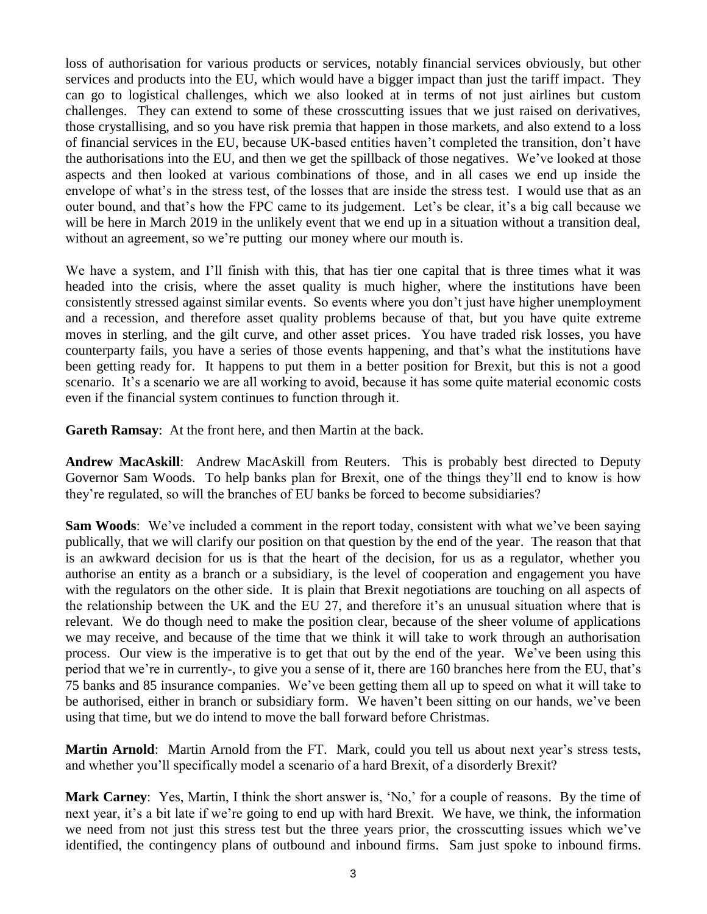loss of authorisation for various products or services, notably financial services obviously, but other services and products into the EU, which would have a bigger impact than just the tariff impact. They can go to logistical challenges, which we also looked at in terms of not just airlines but custom challenges. They can extend to some of these crosscutting issues that we just raised on derivatives, those crystallising, and so you have risk premia that happen in those markets, and also extend to a loss of financial services in the EU, because UK-based entities haven't completed the transition, don't have the authorisations into the EU, and then we get the spillback of those negatives. We've looked at those aspects and then looked at various combinations of those, and in all cases we end up inside the envelope of what's in the stress test, of the losses that are inside the stress test. I would use that as an outer bound, and that's how the FPC came to its judgement. Let's be clear, it's a big call because we will be here in March 2019 in the unlikely event that we end up in a situation without a transition deal, without an agreement, so we're putting our money where our mouth is.

We have a system, and I'll finish with this, that has tier one capital that is three times what it was headed into the crisis, where the asset quality is much higher, where the institutions have been consistently stressed against similar events. So events where you don't just have higher unemployment and a recession, and therefore asset quality problems because of that, but you have quite extreme moves in sterling, and the gilt curve, and other asset prices. You have traded risk losses, you have counterparty fails, you have a series of those events happening, and that's what the institutions have been getting ready for. It happens to put them in a better position for Brexit, but this is not a good scenario. It's a scenario we are all working to avoid, because it has some quite material economic costs even if the financial system continues to function through it.

**Gareth Ramsay**: At the front here, and then Martin at the back.

**Andrew MacAskill**: Andrew MacAskill from Reuters. This is probably best directed to Deputy Governor Sam Woods. To help banks plan for Brexit, one of the things they'll end to know is how they're regulated, so will the branches of EU banks be forced to become subsidiaries?

**Sam Woods**: We've included a comment in the report today, consistent with what we've been saying publically, that we will clarify our position on that question by the end of the year. The reason that that is an awkward decision for us is that the heart of the decision, for us as a regulator, whether you authorise an entity as a branch or a subsidiary, is the level of cooperation and engagement you have with the regulators on the other side. It is plain that Brexit negotiations are touching on all aspects of the relationship between the UK and the EU 27, and therefore it's an unusual situation where that is relevant. We do though need to make the position clear, because of the sheer volume of applications we may receive, and because of the time that we think it will take to work through an authorisation process. Our view is the imperative is to get that out by the end of the year. We've been using this period that we're in currently-, to give you a sense of it, there are 160 branches here from the EU, that's 75 banks and 85 insurance companies. We've been getting them all up to speed on what it will take to be authorised, either in branch or subsidiary form. We haven't been sitting on our hands, we've been using that time, but we do intend to move the ball forward before Christmas.

**Martin Arnold**: Martin Arnold from the FT. Mark, could you tell us about next year's stress tests, and whether you'll specifically model a scenario of a hard Brexit, of a disorderly Brexit?

**Mark Carney**: Yes, Martin, I think the short answer is, 'No,' for a couple of reasons. By the time of next year, it's a bit late if we're going to end up with hard Brexit. We have, we think, the information we need from not just this stress test but the three years prior, the crosscutting issues which we've identified, the contingency plans of outbound and inbound firms. Sam just spoke to inbound firms.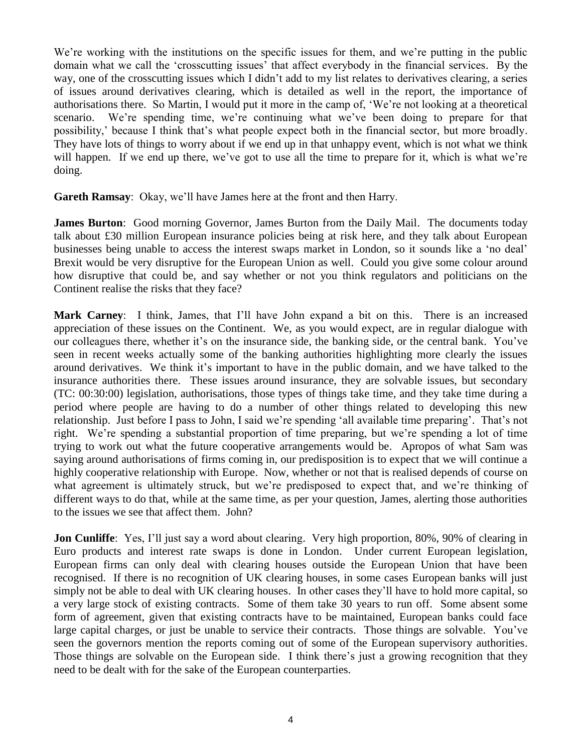We're working with the institutions on the specific issues for them, and we're putting in the public domain what we call the 'crosscutting issues' that affect everybody in the financial services. By the way, one of the crosscutting issues which I didn't add to my list relates to derivatives clearing, a series of issues around derivatives clearing, which is detailed as well in the report, the importance of authorisations there. So Martin, I would put it more in the camp of, 'We're not looking at a theoretical scenario. We're spending time, we're continuing what we've been doing to prepare for that possibility,' because I think that's what people expect both in the financial sector, but more broadly. They have lots of things to worry about if we end up in that unhappy event, which is not what we think will happen. If we end up there, we've got to use all the time to prepare for it, which is what we're doing.

**Gareth Ramsay**: Okay, we'll have James here at the front and then Harry.

**James Burton**: Good morning Governor, James Burton from the Daily Mail. The documents today talk about £30 million European insurance policies being at risk here, and they talk about European businesses being unable to access the interest swaps market in London, so it sounds like a 'no deal' Brexit would be very disruptive for the European Union as well. Could you give some colour around how disruptive that could be, and say whether or not you think regulators and politicians on the Continent realise the risks that they face?

**Mark Carney**: I think, James, that I'll have John expand a bit on this. There is an increased appreciation of these issues on the Continent. We, as you would expect, are in regular dialogue with our colleagues there, whether it's on the insurance side, the banking side, or the central bank. You've seen in recent weeks actually some of the banking authorities highlighting more clearly the issues around derivatives. We think it's important to have in the public domain, and we have talked to the insurance authorities there. These issues around insurance, they are solvable issues, but secondary (TC: 00:30:00) legislation, authorisations, those types of things take time, and they take time during a period where people are having to do a number of other things related to developing this new relationship. Just before I pass to John, I said we're spending 'all available time preparing'. That's not right. We're spending a substantial proportion of time preparing, but we're spending a lot of time trying to work out what the future cooperative arrangements would be. Apropos of what Sam was saying around authorisations of firms coming in, our predisposition is to expect that we will continue a highly cooperative relationship with Europe. Now, whether or not that is realised depends of course on what agreement is ultimately struck, but we're predisposed to expect that, and we're thinking of different ways to do that, while at the same time, as per your question, James, alerting those authorities to the issues we see that affect them. John?

**Jon Cunliffe**: Yes, I'll just say a word about clearing. Very high proportion, 80%, 90% of clearing in Euro products and interest rate swaps is done in London. Under current European legislation, European firms can only deal with clearing houses outside the European Union that have been recognised. If there is no recognition of UK clearing houses, in some cases European banks will just simply not be able to deal with UK clearing houses. In other cases they'll have to hold more capital, so a very large stock of existing contracts. Some of them take 30 years to run off. Some absent some form of agreement, given that existing contracts have to be maintained, European banks could face large capital charges, or just be unable to service their contracts. Those things are solvable. You've seen the governors mention the reports coming out of some of the European supervisory authorities. Those things are solvable on the European side. I think there's just a growing recognition that they need to be dealt with for the sake of the European counterparties.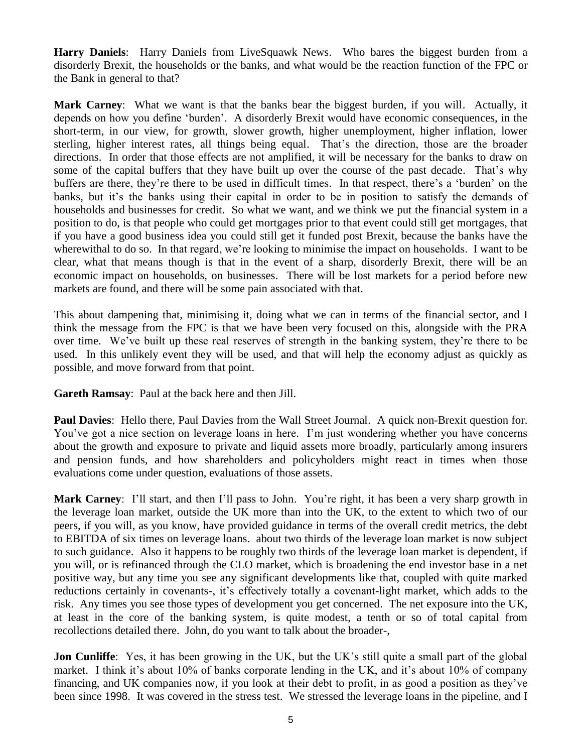**Harry Daniels**: Harry Daniels from LiveSquawk News. Who bares the biggest burden from a disorderly Brexit, the households or the banks, and what would be the reaction function of the FPC or the Bank in general to that?

**Mark Carney**: What we want is that the banks bear the biggest burden, if you will. Actually, it depends on how you define 'burden'. A disorderly Brexit would have economic consequences, in the short-term, in our view, for growth, slower growth, higher unemployment, higher inflation, lower sterling, higher interest rates, all things being equal. That's the direction, those are the broader directions. In order that those effects are not amplified, it will be necessary for the banks to draw on some of the capital buffers that they have built up over the course of the past decade. That's why buffers are there, they're there to be used in difficult times. In that respect, there's a 'burden' on the banks, but it's the banks using their capital in order to be in position to satisfy the demands of households and businesses for credit. So what we want, and we think we put the financial system in a position to do, is that people who could get mortgages prior to that event could still get mortgages, that if you have a good business idea you could still get it funded post Brexit, because the banks have the wherewithal to do so. In that regard, we're looking to minimise the impact on households. I want to be clear, what that means though is that in the event of a sharp, disorderly Brexit, there will be an economic impact on households, on businesses. There will be lost markets for a period before new markets are found, and there will be some pain associated with that.

This about dampening that, minimising it, doing what we can in terms of the financial sector, and I think the message from the FPC is that we have been very focused on this, alongside with the PRA over time. We've built up these real reserves of strength in the banking system, they're there to be used. In this unlikely event they will be used, and that will help the economy adjust as quickly as possible, and move forward from that point.

**Gareth Ramsay**: Paul at the back here and then Jill.

**Paul Davies**: Hello there, Paul Davies from the Wall Street Journal. A quick non-Brexit question for. You've got a nice section on leverage loans in here. I'm just wondering whether you have concerns about the growth and exposure to private and liquid assets more broadly, particularly among insurers and pension funds, and how shareholders and policyholders might react in times when those evaluations come under question, evaluations of those assets.

**Mark Carney**: I'll start, and then I'll pass to John. You're right, it has been a very sharp growth in the leverage loan market, outside the UK more than into the UK, to the extent to which two of our peers, if you will, as you know, have provided guidance in terms of the overall credit metrics, the debt to EBITDA of six times on leverage loans. about two thirds of the leverage loan market is now subject to such guidance. Also it happens to be roughly two thirds of the leverage loan market is dependent, if you will, or is refinanced through the CLO market, which is broadening the end investor base in a net positive way, but any time you see any significant developments like that, coupled with quite marked reductions certainly in covenants-, it's effectively totally a covenant-light market, which adds to the risk. Any times you see those types of development you get concerned. The net exposure into the UK, at least in the core of the banking system, is quite modest, a tenth or so of total capital from recollections detailed there. John, do you want to talk about the broader-,

**Jon Cunliffe**: Yes, it has been growing in the UK, but the UK's still quite a small part of the global market. I think it's about 10% of banks corporate lending in the UK, and it's about 10% of company financing, and UK companies now, if you look at their debt to profit, in as good a position as they've been since 1998. It was covered in the stress test. We stressed the leverage loans in the pipeline, and I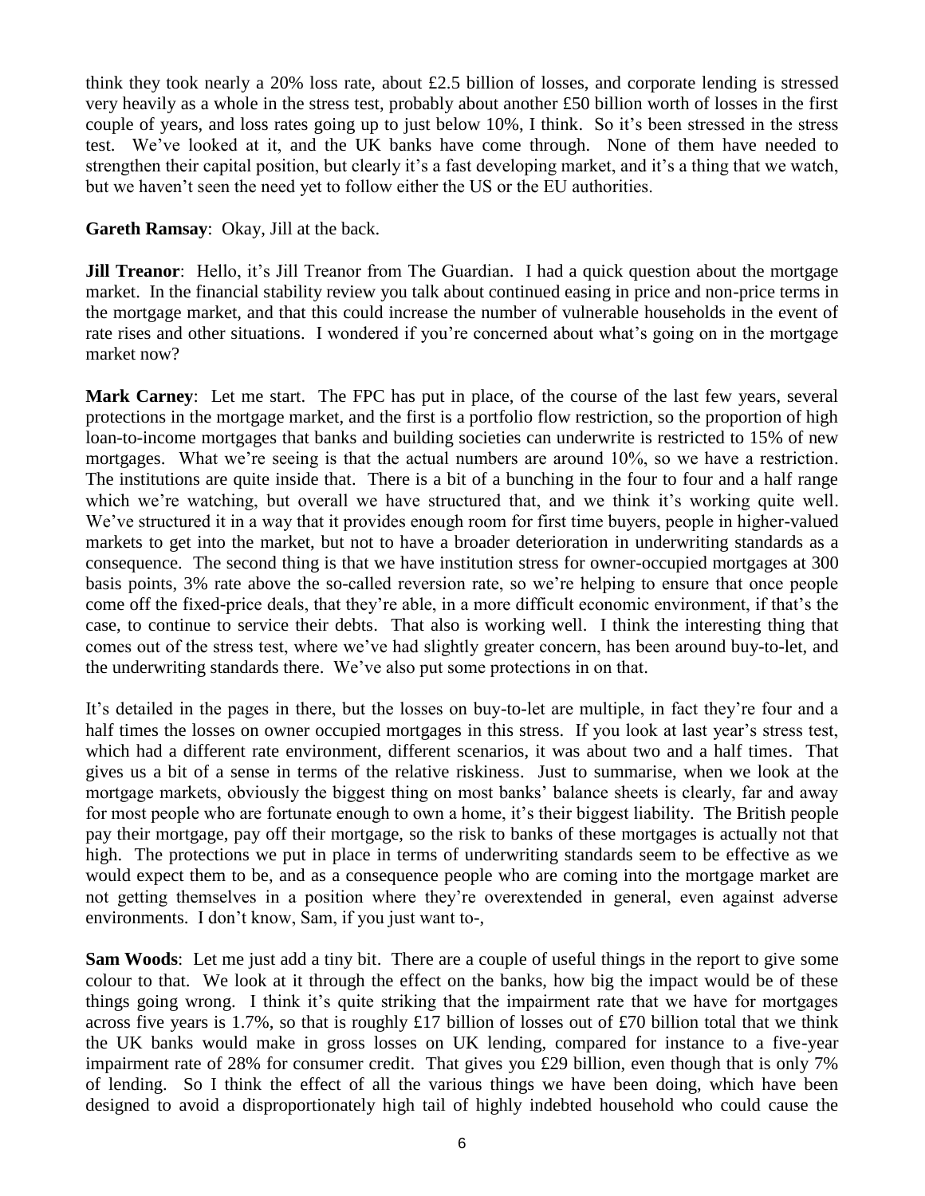think they took nearly a 20% loss rate, about £2.5 billion of losses, and corporate lending is stressed very heavily as a whole in the stress test, probably about another £50 billion worth of losses in the first couple of years, and loss rates going up to just below 10%, I think. So it's been stressed in the stress test. We've looked at it, and the UK banks have come through. None of them have needed to strengthen their capital position, but clearly it's a fast developing market, and it's a thing that we watch, but we haven't seen the need yet to follow either the US or the EU authorities.

**Gareth Ramsay**: Okay, Jill at the back.

**Jill Treanor**: Hello, it's Jill Treanor from The Guardian. I had a quick question about the mortgage market. In the financial stability review you talk about continued easing in price and non-price terms in the mortgage market, and that this could increase the number of vulnerable households in the event of rate rises and other situations. I wondered if you're concerned about what's going on in the mortgage market now?

**Mark Carney**: Let me start. The FPC has put in place, of the course of the last few years, several protections in the mortgage market, and the first is a portfolio flow restriction, so the proportion of high loan-to-income mortgages that banks and building societies can underwrite is restricted to 15% of new mortgages. What we're seeing is that the actual numbers are around 10%, so we have a restriction. The institutions are quite inside that. There is a bit of a bunching in the four to four and a half range which we're watching, but overall we have structured that, and we think it's working quite well. We've structured it in a way that it provides enough room for first time buyers, people in higher-valued markets to get into the market, but not to have a broader deterioration in underwriting standards as a consequence. The second thing is that we have institution stress for owner-occupied mortgages at 300 basis points, 3% rate above the so-called reversion rate, so we're helping to ensure that once people come off the fixed-price deals, that they're able, in a more difficult economic environment, if that's the case, to continue to service their debts. That also is working well. I think the interesting thing that comes out of the stress test, where we've had slightly greater concern, has been around buy-to-let, and the underwriting standards there. We've also put some protections in on that.

It's detailed in the pages in there, but the losses on buy-to-let are multiple, in fact they're four and a half times the losses on owner occupied mortgages in this stress. If you look at last year's stress test, which had a different rate environment, different scenarios, it was about two and a half times. That gives us a bit of a sense in terms of the relative riskiness. Just to summarise, when we look at the mortgage markets, obviously the biggest thing on most banks' balance sheets is clearly, far and away for most people who are fortunate enough to own a home, it's their biggest liability. The British people pay their mortgage, pay off their mortgage, so the risk to banks of these mortgages is actually not that high. The protections we put in place in terms of underwriting standards seem to be effective as we would expect them to be, and as a consequence people who are coming into the mortgage market are not getting themselves in a position where they're overextended in general, even against adverse environments. I don't know, Sam, if you just want to-,

**Sam Woods**: Let me just add a tiny bit. There are a couple of useful things in the report to give some colour to that. We look at it through the effect on the banks, how big the impact would be of these things going wrong. I think it's quite striking that the impairment rate that we have for mortgages across five years is 1.7%, so that is roughly £17 billion of losses out of £70 billion total that we think the UK banks would make in gross losses on UK lending, compared for instance to a five-year impairment rate of 28% for consumer credit. That gives you £29 billion, even though that is only 7% of lending. So I think the effect of all the various things we have been doing, which have been designed to avoid a disproportionately high tail of highly indebted household who could cause the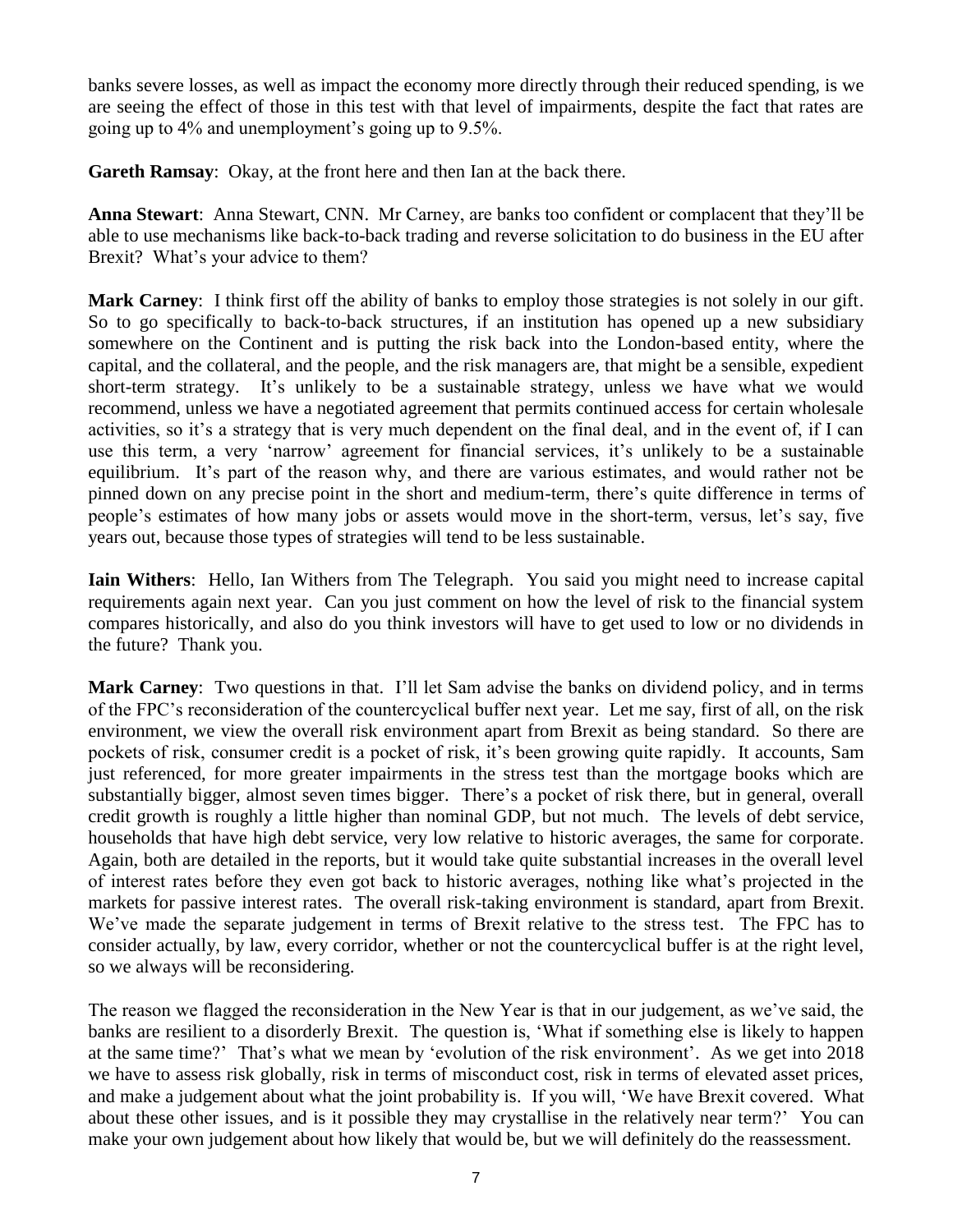banks severe losses, as well as impact the economy more directly through their reduced spending, is we are seeing the effect of those in this test with that level of impairments, despite the fact that rates are going up to 4% and unemployment's going up to 9.5%.

**Gareth Ramsay**: Okay, at the front here and then Ian at the back there.

**Anna Stewart**: Anna Stewart, CNN. Mr Carney, are banks too confident or complacent that they'll be able to use mechanisms like back-to-back trading and reverse solicitation to do business in the EU after Brexit? What's your advice to them?

**Mark Carney**: I think first off the ability of banks to employ those strategies is not solely in our gift. So to go specifically to back-to-back structures, if an institution has opened up a new subsidiary somewhere on the Continent and is putting the risk back into the London-based entity, where the capital, and the collateral, and the people, and the risk managers are, that might be a sensible, expedient short-term strategy. It's unlikely to be a sustainable strategy, unless we have what we would recommend, unless we have a negotiated agreement that permits continued access for certain wholesale activities, so it's a strategy that is very much dependent on the final deal, and in the event of, if I can use this term, a very 'narrow' agreement for financial services, it's unlikely to be a sustainable equilibrium. It's part of the reason why, and there are various estimates, and would rather not be pinned down on any precise point in the short and medium-term, there's quite difference in terms of people's estimates of how many jobs or assets would move in the short-term, versus, let's say, five years out, because those types of strategies will tend to be less sustainable.

**Iain Withers**: Hello, Ian Withers from The Telegraph. You said you might need to increase capital requirements again next year. Can you just comment on how the level of risk to the financial system compares historically, and also do you think investors will have to get used to low or no dividends in the future? Thank you.

**Mark Carney**: Two questions in that. I'll let Sam advise the banks on dividend policy, and in terms of the FPC's reconsideration of the countercyclical buffer next year. Let me say, first of all, on the risk environment, we view the overall risk environment apart from Brexit as being standard. So there are pockets of risk, consumer credit is a pocket of risk, it's been growing quite rapidly. It accounts, Sam just referenced, for more greater impairments in the stress test than the mortgage books which are substantially bigger, almost seven times bigger. There's a pocket of risk there, but in general, overall credit growth is roughly a little higher than nominal GDP, but not much. The levels of debt service, households that have high debt service, very low relative to historic averages, the same for corporate. Again, both are detailed in the reports, but it would take quite substantial increases in the overall level of interest rates before they even got back to historic averages, nothing like what's projected in the markets for passive interest rates. The overall risk-taking environment is standard, apart from Brexit. We've made the separate judgement in terms of Brexit relative to the stress test. The FPC has to consider actually, by law, every corridor, whether or not the countercyclical buffer is at the right level, so we always will be reconsidering.

The reason we flagged the reconsideration in the New Year is that in our judgement, as we've said, the banks are resilient to a disorderly Brexit. The question is, 'What if something else is likely to happen at the same time?' That's what we mean by 'evolution of the risk environment'. As we get into 2018 we have to assess risk globally, risk in terms of misconduct cost, risk in terms of elevated asset prices, and make a judgement about what the joint probability is. If you will, 'We have Brexit covered. What about these other issues, and is it possible they may crystallise in the relatively near term?' You can make your own judgement about how likely that would be, but we will definitely do the reassessment.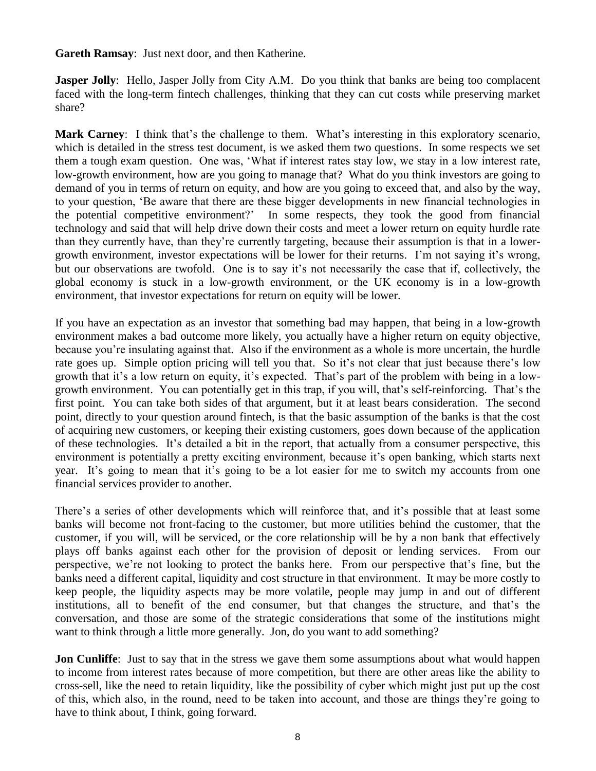**Gareth Ramsay**: Just next door, and then Katherine.

**Jasper Jolly**: Hello, Jasper Jolly from City A.M. Do you think that banks are being too complacent faced with the long-term fintech challenges, thinking that they can cut costs while preserving market share?

**Mark Carney**: I think that's the challenge to them. What's interesting in this exploratory scenario, which is detailed in the stress test document, is we asked them two questions. In some respects we set them a tough exam question. One was, 'What if interest rates stay low, we stay in a low interest rate, low-growth environment, how are you going to manage that? What do you think investors are going to demand of you in terms of return on equity, and how are you going to exceed that, and also by the way, to your question, 'Be aware that there are these bigger developments in new financial technologies in the potential competitive environment?' In some respects, they took the good from financial technology and said that will help drive down their costs and meet a lower return on equity hurdle rate than they currently have, than they're currently targeting, because their assumption is that in a lower-growth environment, investor expectations will be lower for their returns. I'm not saying it's wrong, but our observations are twofold. One is to say it's not necessarily the case that if, collectively, the global economy is stuck in a low-growth environment, or the UK economy is in a low-growth environment, that investor expectations for return on equity will be lower.

If you have an expectation as an investor that something bad may happen, that being in a low-growth environment makes a bad outcome more likely, you actually have a higher return on equity objective, because you're insulating against that. Also if the environment as a whole is more uncertain, the hurdle rate goes up. Simple option pricing will tell you that. So it's not clear that just because there's low growth that it's a low return on equity, it's expected. That's part of the problem with being in a low-growth environment. You can potentially get in this trap, if you will, that's self-reinforcing. That's the first point. You can take both sides of that argument, but it at least bears consideration. The second point, directly to your question around fintech, is that the basic assumption of the banks is that the cost of acquiring new customers, or keeping their existing customers, goes down because of the application of these technologies. It's detailed a bit in the report, that actually from a consumer perspective, this environment is potentially a pretty exciting environment, because it's open banking, which starts next year. It's going to mean that it's going to be a lot easier for me to switch my accounts from one financial services provider to another.

There's a series of other developments which will reinforce that, and it's possible that at least some banks will become not front-facing to the customer, but more utilities behind the customer, that the customer, if you will, will be serviced, or the core relationship will be by a non bank that effectively plays off banks against each other for the provision of deposit or lending services. From our perspective, we're not looking to protect the banks here. From our perspective that's fine, but the banks need a different capital, liquidity and cost structure in that environment. It may be more costly to keep people, the liquidity aspects may be more volatile, people may jump in and out of different institutions, all to benefit of the end consumer, but that changes the structure, and that's the conversation, and those are some of the strategic considerations that some of the institutions might want to think through a little more generally. Jon, do you want to add something?

**Jon Cunliffe**: Just to say that in the stress we gave them some assumptions about what would happen to income from interest rates because of more competition, but there are other areas like the ability to cross-sell, like the need to retain liquidity, like the possibility of cyber which might just put up the cost of this, which also, in the round, need to be taken into account, and those are things they're going to have to think about, I think, going forward.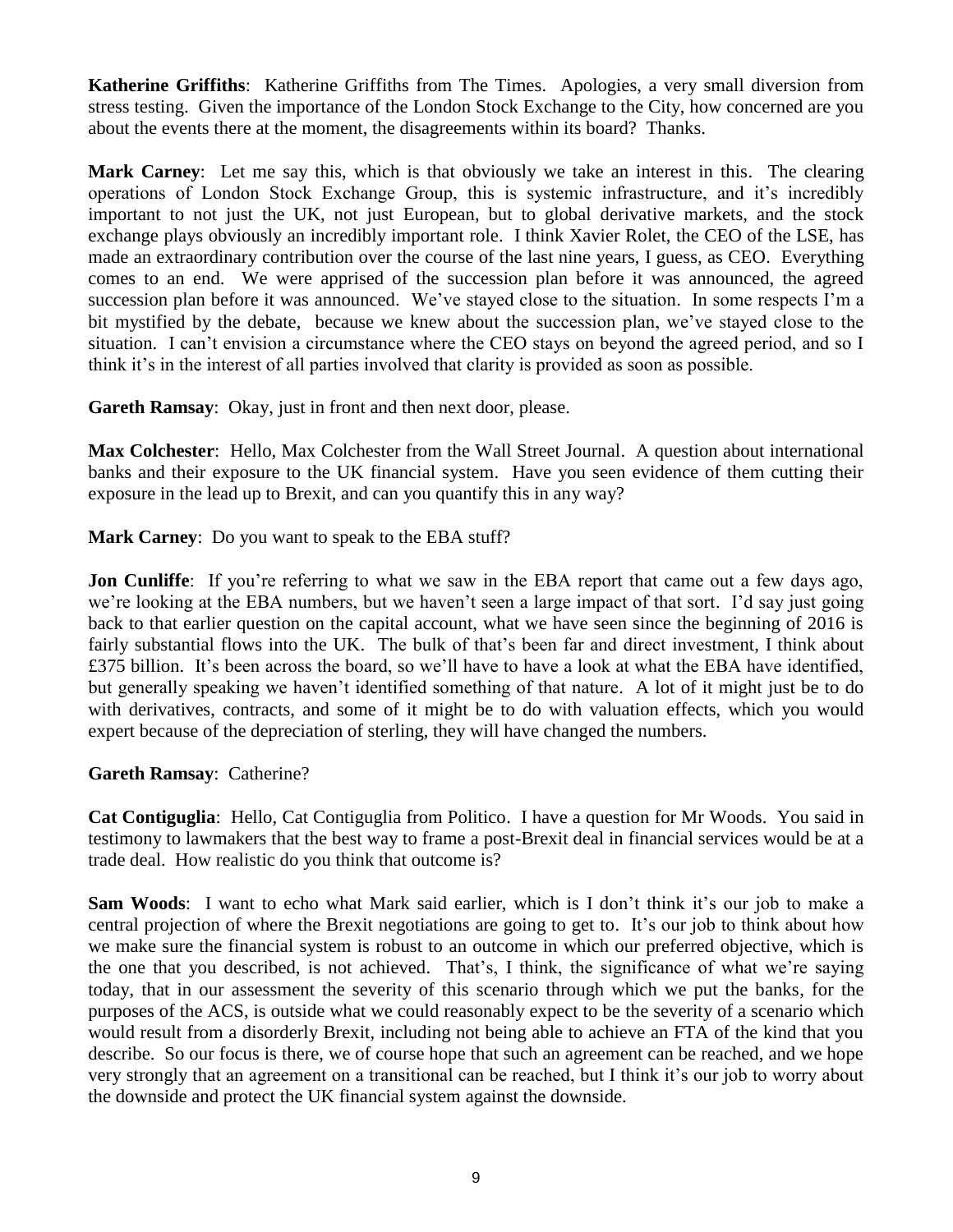**Katherine Griffiths**: Katherine Griffiths from The Times. Apologies, a very small diversion from stress testing. Given the importance of the London Stock Exchange to the City, how concerned are you about the events there at the moment, the disagreements within its board? Thanks.

**Mark Carney**: Let me say this, which is that obviously we take an interest in this. The clearing operations of London Stock Exchange Group, this is systemic infrastructure, and it's incredibly important to not just the UK, not just European, but to global derivative markets, and the stock exchange plays obviously an incredibly important role. I think Xavier Rolet, the CEO of the LSE, has made an extraordinary contribution over the course of the last nine years, I guess, as CEO. Everything comes to an end. We were apprised of the succession plan before it was announced, the agreed succession plan before it was announced. We've stayed close to the situation. In some respects I'm a bit mystified by the debate, because we knew about the succession plan, we've stayed close to the situation. I can't envision a circumstance where the CEO stays on beyond the agreed period, and so I think it's in the interest of all parties involved that clarity is provided as soon as possible.

**Gareth Ramsay**: Okay, just in front and then next door, please.

**Max Colchester**: Hello, Max Colchester from the Wall Street Journal. A question about international banks and their exposure to the UK financial system. Have you seen evidence of them cutting their exposure in the lead up to Brexit, and can you quantify this in any way?

**Mark Carney**: Do you want to speak to the EBA stuff?

**Jon Cunliffe**: If you're referring to what we saw in the EBA report that came out a few days ago, we're looking at the EBA numbers, but we haven't seen a large impact of that sort. I'd say just going back to that earlier question on the capital account, what we have seen since the beginning of 2016 is fairly substantial flows into the UK. The bulk of that's been far and direct investment, I think about £375 billion. It's been across the board, so we'll have to have a look at what the EBA have identified, but generally speaking we haven't identified something of that nature. A lot of it might just be to do with derivatives, contracts, and some of it might be to do with valuation effects, which you would expert because of the depreciation of sterling, they will have changed the numbers.

**Gareth Ramsay**: Catherine?

**Cat Contiguglia**: Hello, Cat Contiguglia from Politico. I have a question for Mr Woods. You said in testimony to lawmakers that the best way to frame a post-Brexit deal in financial services would be at a trade deal. How realistic do you think that outcome is?

**Sam Woods**: I want to echo what Mark said earlier, which is I don't think it's our job to make a central projection of where the Brexit negotiations are going to get to. It's our job to think about how we make sure the financial system is robust to an outcome in which our preferred objective, which is the one that you described, is not achieved. That's, I think, the significance of what we're saying today, that in our assessment the severity of this scenario through which we put the banks, for the purposes of the ACS, is outside what we could reasonably expect to be the severity of a scenario which would result from a disorderly Brexit, including not being able to achieve an FTA of the kind that you describe. So our focus is there, we of course hope that such an agreement can be reached, and we hope very strongly that an agreement on a transitional can be reached, but I think it's our job to worry about the downside and protect the UK financial system against the downside.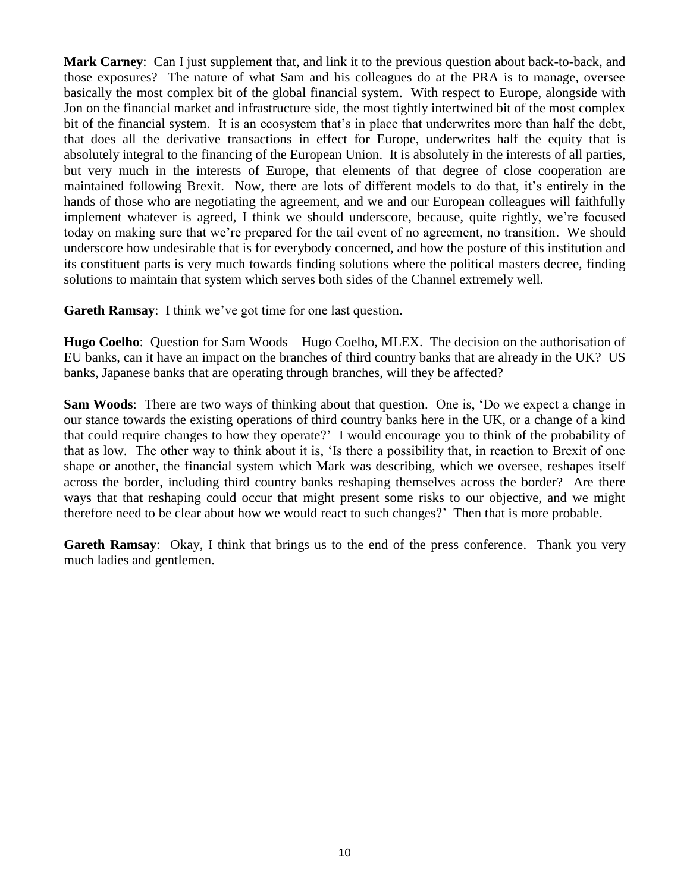**Mark Carney**: Can I just supplement that, and link it to the previous question about back-to-back, and those exposures? The nature of what Sam and his colleagues do at the PRA is to manage, oversee basically the most complex bit of the global financial system. With respect to Europe, alongside with Jon on the financial market and infrastructure side, the most tightly intertwined bit of the most complex bit of the financial system. It is an ecosystem that's in place that underwrites more than half the debt, that does all the derivative transactions in effect for Europe, underwrites half the equity that is absolutely integral to the financing of the European Union. It is absolutely in the interests of all parties, but very much in the interests of Europe, that elements of that degree of close cooperation are maintained following Brexit. Now, there are lots of different models to do that, it's entirely in the hands of those who are negotiating the agreement, and we and our European colleagues will faithfully implement whatever is agreed, I think we should underscore, because, quite rightly, we're focused today on making sure that we're prepared for the tail event of no agreement, no transition. We should underscore how undesirable that is for everybody concerned, and how the posture of this institution and its constituent parts is very much towards finding solutions where the political masters decree, finding solutions to maintain that system which serves both sides of the Channel extremely well.

**Gareth Ramsay**: I think we've got time for one last question.

**Hugo Coelho**: Question for Sam Woods – Hugo Coelho, MLEX. The decision on the authorisation of EU banks, can it have an impact on the branches of third country banks that are already in the UK? US banks, Japanese banks that are operating through branches, will they be affected?

**Sam Woods**: There are two ways of thinking about that question. One is, 'Do we expect a change in our stance towards the existing operations of third country banks here in the UK, or a change of a kind that could require changes to how they operate?' I would encourage you to think of the probability of that as low. The other way to think about it is, 'Is there a possibility that, in reaction to Brexit of one shape or another, the financial system which Mark was describing, which we oversee, reshapes itself across the border, including third country banks reshaping themselves across the border? Are there ways that that reshaping could occur that might present some risks to our objective, and we might therefore need to be clear about how we would react to such changes?' Then that is more probable.

**Gareth Ramsay**: Okay, I think that brings us to the end of the press conference. Thank you very much ladies and gentlemen.